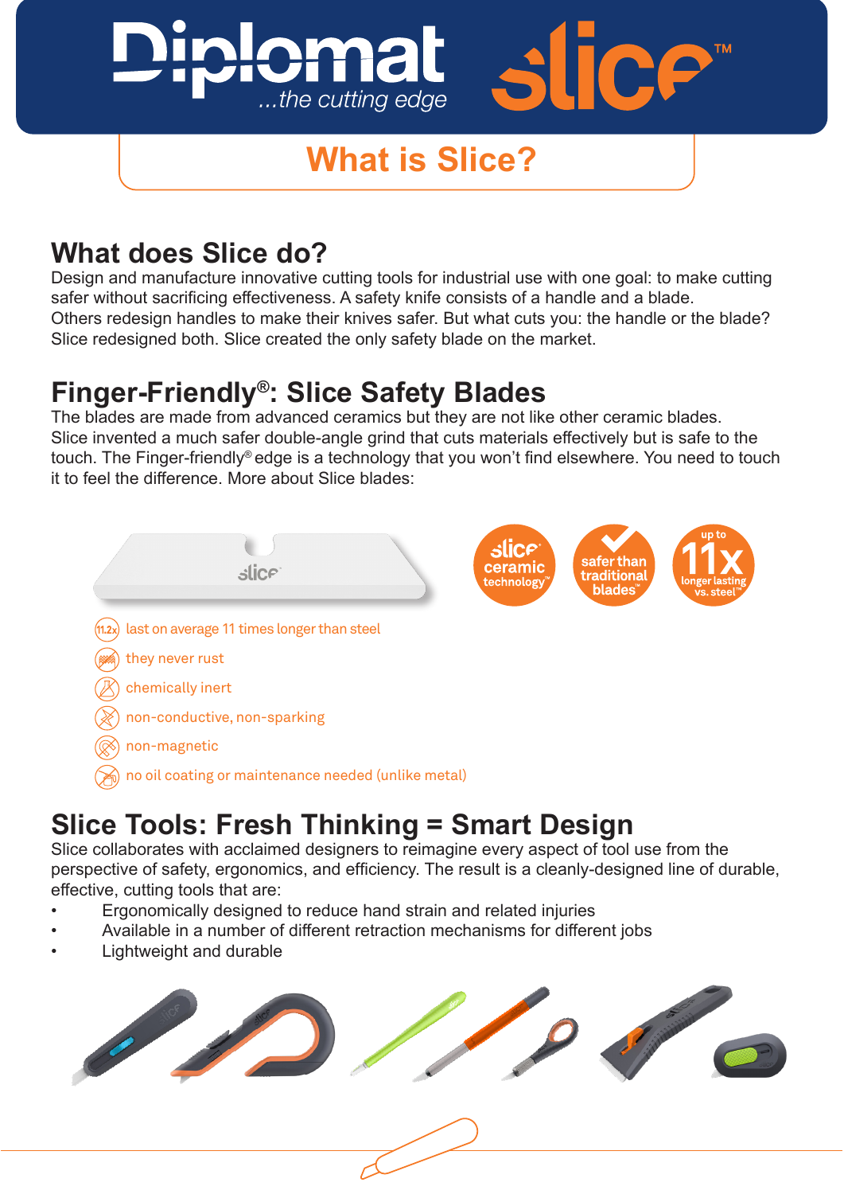Diplomat ...the cutting edge slice™

# What is Slice?

## What does Slice do?

Design and manufacture innovative cutting tools for industrial use with one goal: to make cutting safer without sacrificing effectiveness. A safety knife consists of a handle and a blade.
Others redesign handles to make their knives safer. But what cuts you: the handle or the blade? Slice redesigned both. Slice created the only safety blade on the market.

## Finger-Friendly®: Slice Safety Blades

The blades are made from advanced ceramics but they are not like other ceramic blades.
Slice invented a much safer double-angle grind that cuts materials effectively but is safe to the touch. The Finger-friendly® edge is a technology that you won't find elsewhere. You need to touch it to feel the difference. More about Slice blades:

slice ceramic technology™ | safer than traditional blades™ | up to 11x longer lasting vs. steel™

- last on average 11 times longer than steel
- they never rust
- chemically inert
- non-conductive, non-sparking
- non-magnetic
- no oil coating or maintenance needed (unlike metal)

## Slice Tools: Fresh Thinking = Smart Design

Slice collaborates with acclaimed designers to reimagine every aspect of tool use from the perspective of safety, ergonomics, and efficiency. The result is a cleanly-designed line of durable, effective, cutting tools that are:

- Ergonomically designed to reduce hand strain and related injuries
- Available in a number of different retraction mechanisms for different jobs
- Lightweight and durable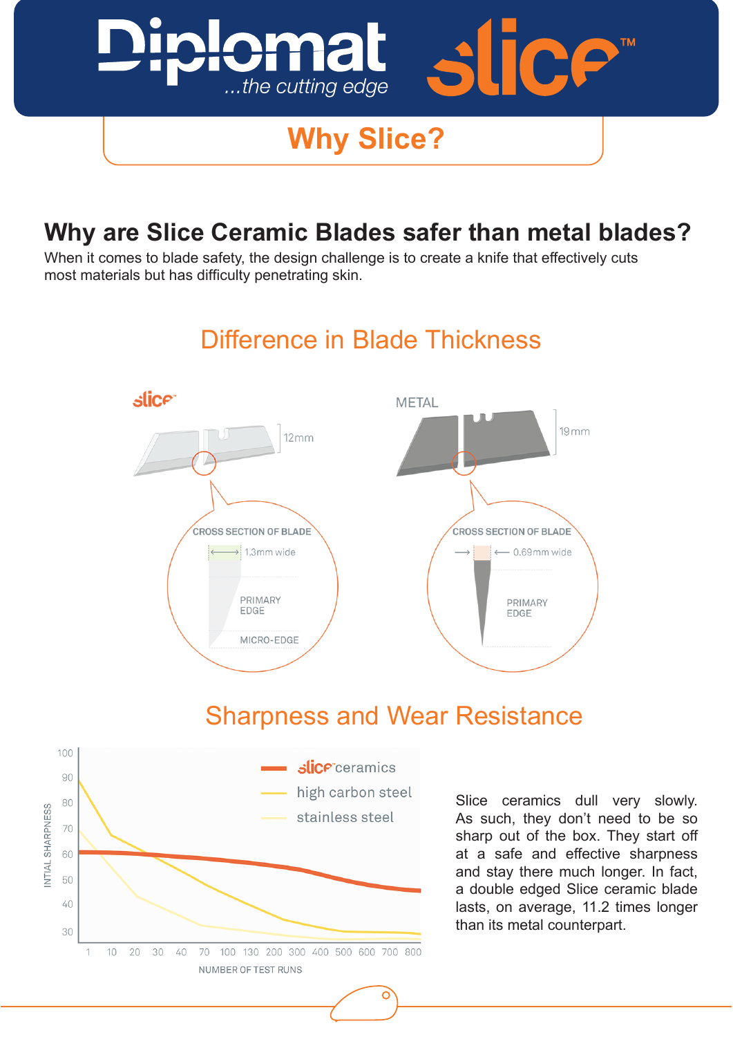# Diplomat ...the cutting edge — slice™

## Why Slice?

### Why are Slice Ceramic Blades safer than metal blades?

When it comes to blade safety, the design challenge is to create a knife that effectively cuts most materials but has difficulty penetrating skin.

## Difference in Blade Thickness

**slice**

12mm

CROSS SECTION OF BLADE

1.3mm wide

PRIMARY EDGE

MICRO-EDGE

**METAL**

19mm

CROSS SECTION OF BLADE

0.69mm wide

PRIMARY EDGE

## Sharpness and Wear Resistance

INITIAL SHARPNESS (30–100) vs NUMBER OF TEST RUNS (1, 10, 20, 30, 40, 70, 100, 130, 200, 300, 400, 500, 600, 700, 800)

- slice ceramics
- high carbon steel
- stainless steel

Slice ceramics dull very slowly. As such, they don't need to be so sharp out of the box. They start off at a safe and effective sharpness and stay there much longer. In fact, a double edged Slice ceramic blade lasts, on average, 11.2 times longer than its metal counterpart.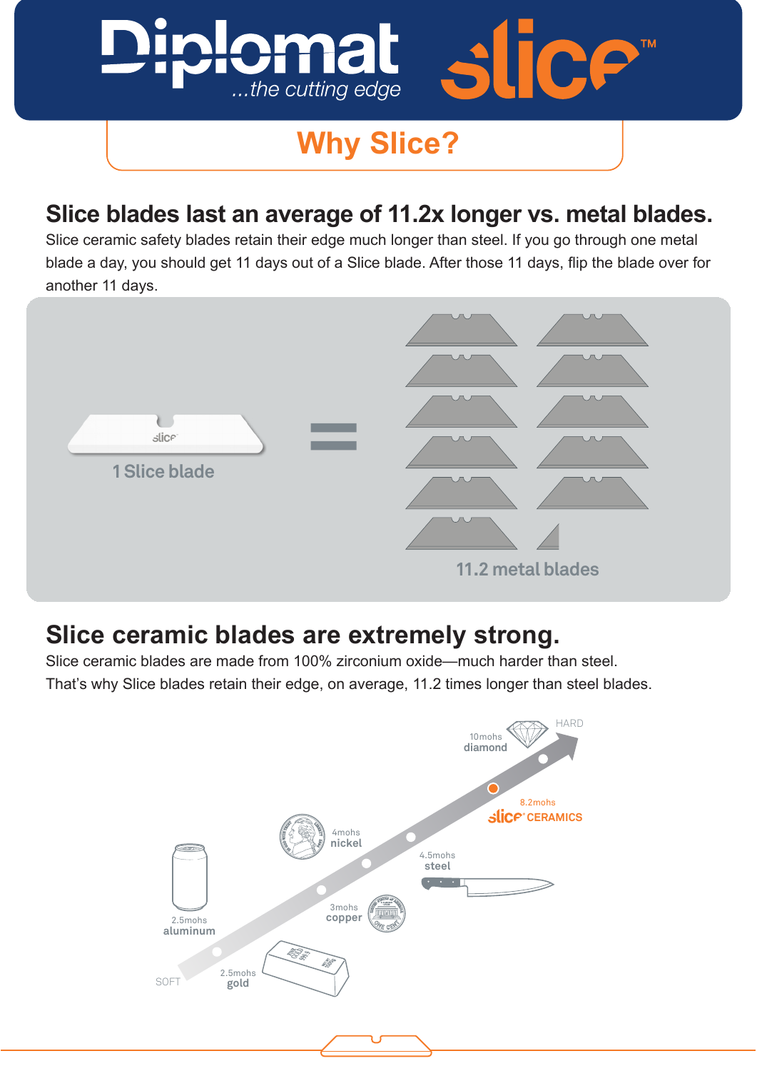# Diplomat ...the cutting edge slice™

## Why Slice?

## Slice blades last an average of 11.2x longer vs. metal blades.

Slice ceramic safety blades retain their edge much longer than steel. If you go through one metal blade a day, you should get 11 days out of a Slice blade. After those 11 days, flip the blade over for another 11 days.

1 Slice blade = 11.2 metal blades

## Slice ceramic blades are extremely strong.

Slice ceramic blades are made from 100% zirconium oxide—much harder than steel. That's why Slice blades retain their edge, on average, 11.2 times longer than steel blades.

SOFT

2.5mohs gold

2.5mohs aluminum

3mohs copper

4mohs nickel

4.5mohs steel

8.2mohs slice CERAMICS

10mohs diamond

HARD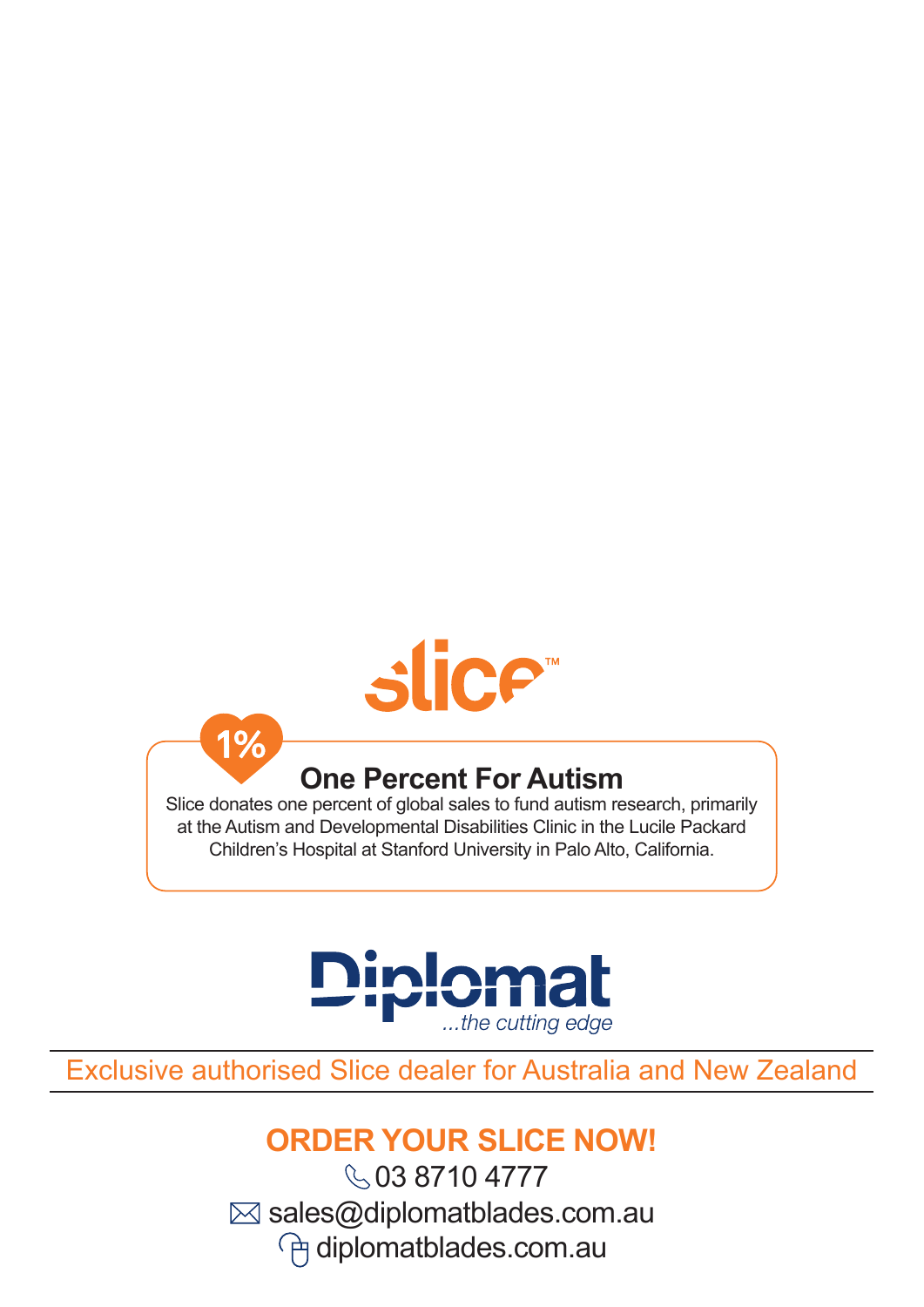slice™

1%

## One Percent For Autism

Slice donates one percent of global sales to fund autism research, primarily at the Autism and Developmental Disabilities Clinic in the Lucile Packard Children's Hospital at Stanford University in Palo Alto, California.

Diplomat

*...the cutting edge*

Exclusive authorised Slice dealer for Australia and New Zealand

**ORDER YOUR SLICE NOW!**

03 8710 4777

sales@diplomatblades.com.au

diplomatblades.com.au